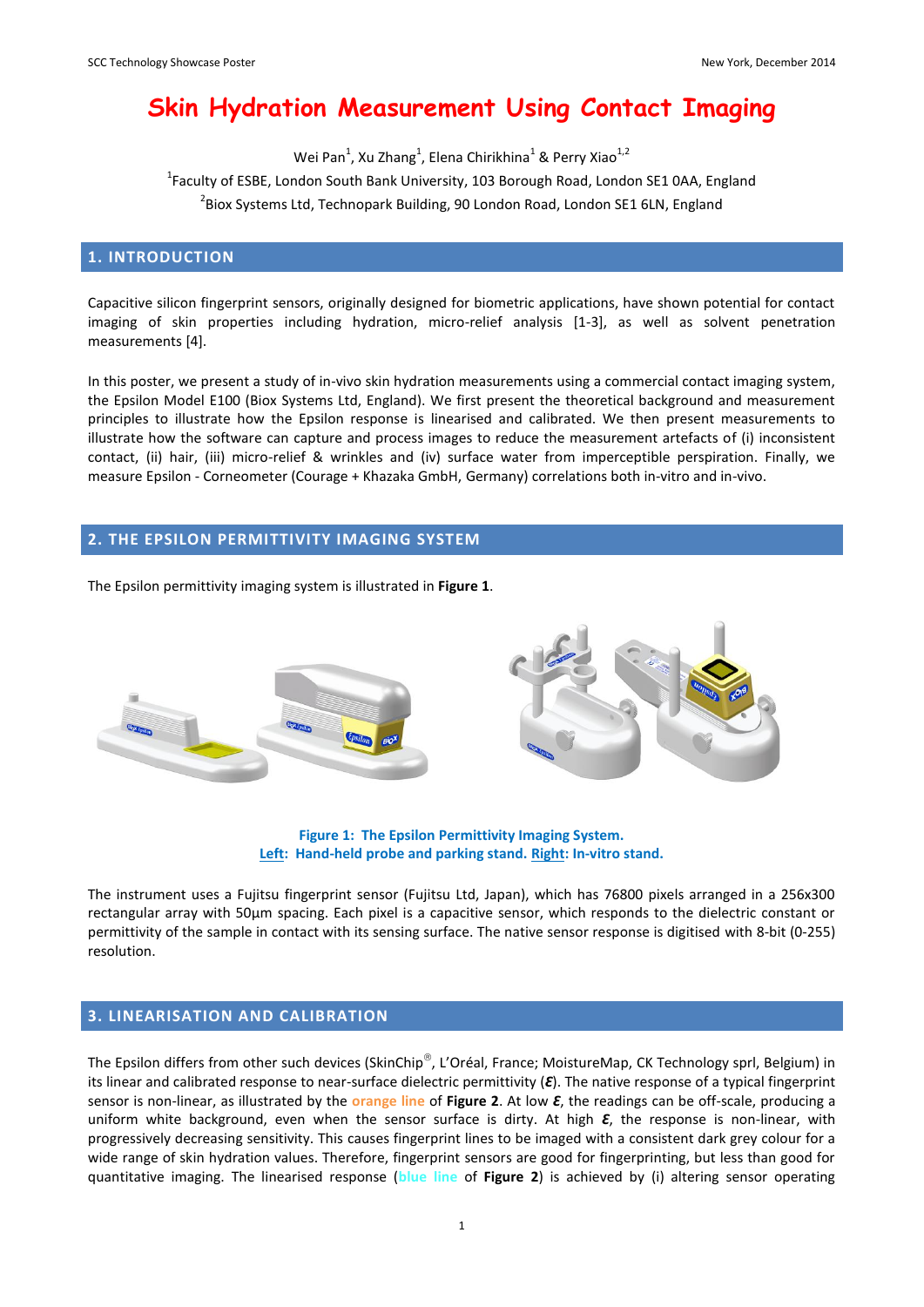# Skin Hydration Measurement Using Contact Imaging

Wei Pan[1], Xu Zhang[1], Elena Chirikhina[1] & Perry Xiao[1,2]

[1]Faculty of ESBE, London South Bank University, 103 Borough Road, London SE1 0AA, England

[2]Biox Systems Ltd, Technopark Building, 90 London Road, London SE1 6LN, England

## 1. INTRODUCTION

Capacitive silicon fingerprint sensors, originally designed for biometric applications, have shown potential for contact imaging of skin properties including hydration, micro-relief analysis [1-3], as well as solvent penetration measurements [4].

In this poster, we present a study of in-vivo skin hydration measurements using a commercial contact imaging system, the Epsilon Model E100 (Biox Systems Ltd, England). We first present the theoretical background and measurement principles to illustrate how the Epsilon response is linearised and calibrated. We then present measurements to illustrate how the software can capture and process images to reduce the measurement artefacts of (i) inconsistent contact, (ii) hair, (iii) micro-relief & wrinkles and (iv) surface water from imperceptible perspiration. Finally, we measure Epsilon - Corneometer (Courage + Khazaka GmbH, Germany) correlations both in-vitro and in-vivo.

## 2. THE EPSILON PERMITTIVITY IMAGING SYSTEM

The Epsilon permittivity imaging system is illustrated in **Figure 1**.

**Figure 1: The Epsilon Permittivity Imaging System.**
**Left: Hand-held probe and parking stand. Right: In-vitro stand.**

The instrument uses a Fujitsu fingerprint sensor (Fujitsu Ltd, Japan), which has 76800 pixels arranged in a 256x300 rectangular array with 50µm spacing. Each pixel is a capacitive sensor, which responds to the dielectric constant or permittivity of the sample in contact with its sensing surface. The native sensor response is digitised with 8-bit (0-255) resolution.

## 3. LINEARISATION AND CALIBRATION

The Epsilon differs from other such devices (SkinChip®, L'Oréal, France; MoistureMap, CK Technology sprl, Belgium) in its linear and calibrated response to near-surface dielectric permittivity ($\varepsilon$). The native response of a typical fingerprint sensor is non-linear, as illustrated by the orange line of **Figure 2**. At low $\varepsilon$, the readings can be off-scale, producing a uniform white background, even when the sensor surface is dirty. At high $\varepsilon$, the response is non-linear, with progressively decreasing sensitivity. This causes fingerprint lines to be imaged with a consistent dark grey colour for a wide range of skin hydration values. Therefore, fingerprint sensors are good for fingerprinting, but less than good for quantitative imaging. The linearised response (blue line of **Figure 2**) is achieved by (i) altering sensor operating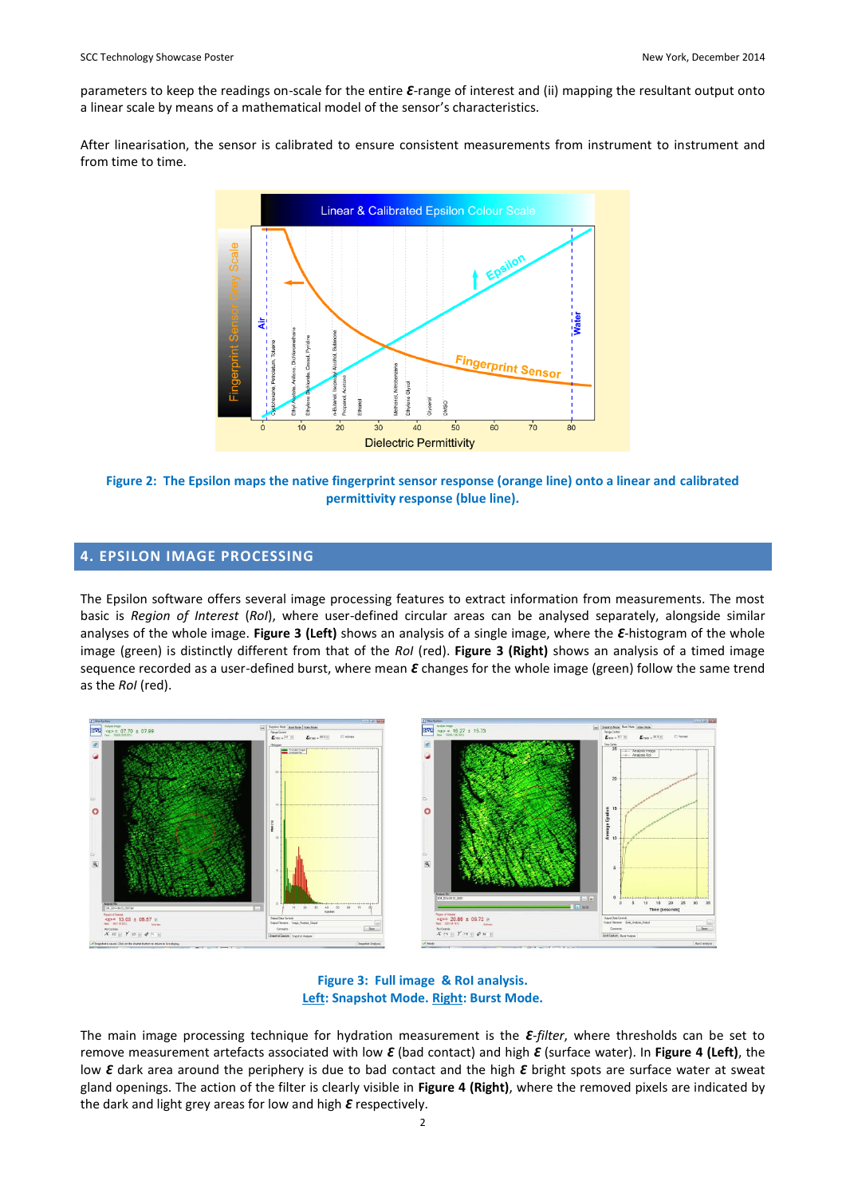parameters to keep the readings on-scale for the entire **_Ɛ_**-range of interest and (ii) mapping the resultant output onto a linear scale by means of a mathematical model of the sensor's characteristics.

After linearisation, the sensor is calibrated to ensure consistent measurements from instrument to instrument and from time to time.

**Figure 2: The Epsilon maps the native fingerprint sensor response (orange line) onto a linear and calibrated permittivity response (blue line).**

## 4. EPSILON IMAGE PROCESSING

The Epsilon software offers several image processing features to extract information from measurements. The most basic is *Region of Interest* (*RoI*), where user-defined circular areas can be analysed separately, alongside similar analyses of the whole image. **Figure 3 (Left)** shows an analysis of a single image, where the **_Ɛ_**-histogram of the whole image (green) is distinctly different from that of the *RoI* (red). **Figure 3 (Right)** shows an analysis of a timed image sequence recorded as a user-defined burst, where mean **_Ɛ_** changes for the whole image (green) follow the same trend as the *RoI* (red).

**Figure 3: Full image & RoI analysis.**
**Left: Snapshot Mode. Right: Burst Mode.**

The main image processing technique for hydration measurement is the **_Ɛ_**-*filter*, where thresholds can be set to remove measurement artefacts associated with low **_Ɛ_** (bad contact) and high **_Ɛ_** (surface water). In **Figure 4 (Left)**, the low **_Ɛ_** dark area around the periphery is due to bad contact and the high **_Ɛ_** bright spots are surface water at sweat gland openings. The action of the filter is clearly visible in **Figure 4 (Right)**, where the removed pixels are indicated by the dark and light grey areas for low and high **_Ɛ_** respectively.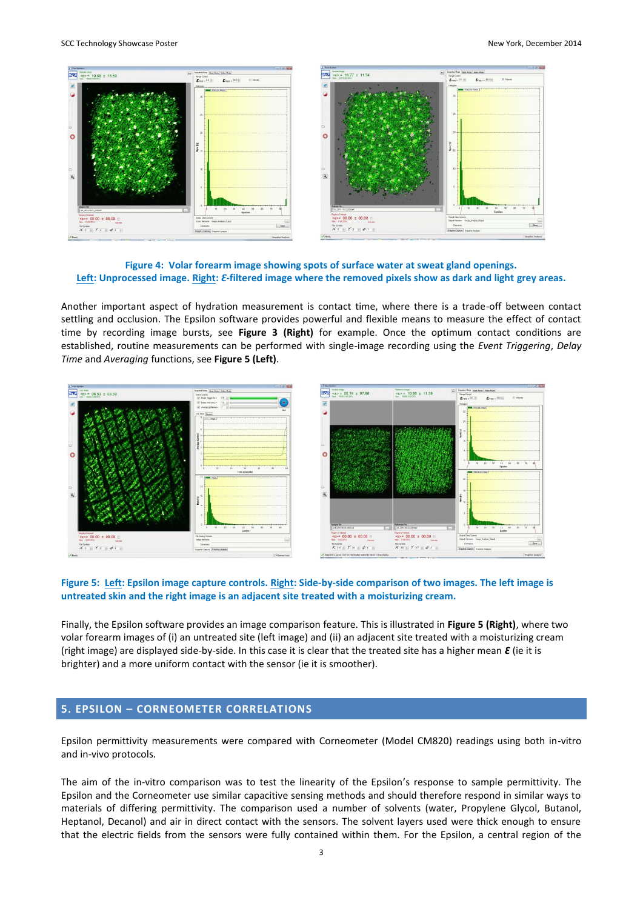**Figure 4: Volar forearm image showing spots of surface water at sweat gland openings.**
**Left: Unprocessed image. Right: $\mathcal{E}$-filtered image where the removed pixels show as dark and light grey areas.**

Another important aspect of hydration measurement is contact time, where there is a trade-off between contact settling and occlusion. The Epsilon software provides powerful and flexible means to measure the effect of contact time by recording image bursts, see **Figure 3 (Right)** for example. Once the optimum contact conditions are established, routine measurements can be performed with single-image recording using the *Event Triggering*, *Delay Time* and *Averaging* functions, see **Figure 5 (Left)**.

**Figure 5: Left: Epsilon image capture controls. Right: Side-by-side comparison of two images. The left image is untreated skin and the right image is an adjacent site treated with a moisturizing cream.**

Finally, the Epsilon software provides an image comparison feature. This is illustrated in **Figure 5 (Right)**, where two volar forearm images of (i) an untreated site (left image) and (ii) an adjacent site treated with a moisturizing cream (right image) are displayed side-by-side. In this case it is clear that the treated site has a higher mean $\mathcal{E}$ (ie it is brighter) and a more uniform contact with the sensor (ie it is smoother).

## 5. EPSILON – CORNEOMETER CORRELATIONS

Epsilon permittivity measurements were compared with Corneometer (Model CM820) readings using both in-vitro and in-vivo protocols.

The aim of the in-vitro comparison was to test the linearity of the Epsilon's response to sample permittivity. The Epsilon and the Corneometer use similar capacitive sensing methods and should therefore respond in similar ways to materials of differing permittivity. The comparison used a number of solvents (water, Propylene Glycol, Butanol, Heptanol, Decanol) and air in direct contact with the sensors. The solvent layers used were thick enough to ensure that the electric fields from the sensors were fully contained within them. For the Epsilon, a central region of the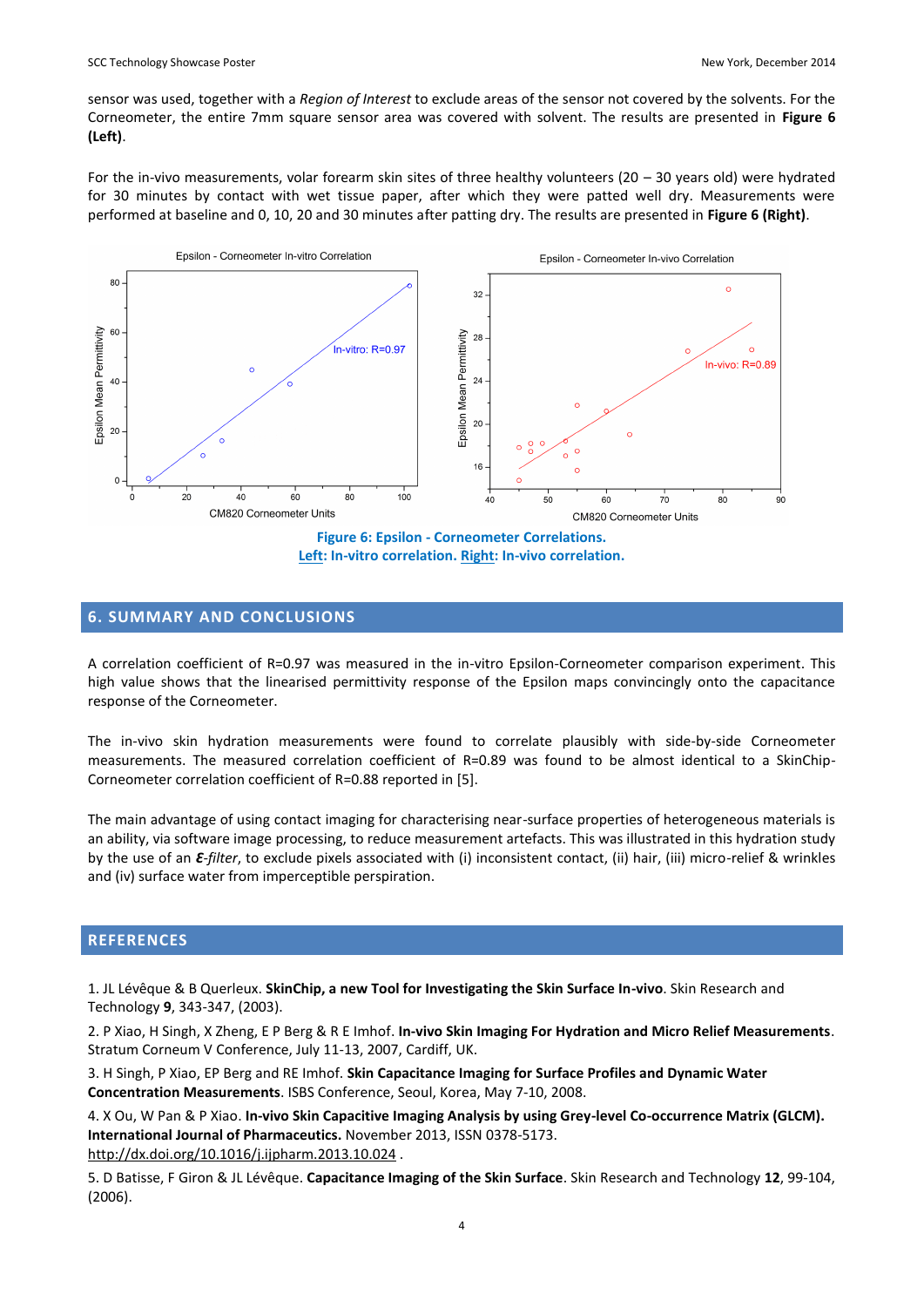sensor was used, together with a *Region of Interest* to exclude areas of the sensor not covered by the solvents. For the Corneometer, the entire 7mm square sensor area was covered with solvent. The results are presented in **Figure 6 (Left)**.

For the in-vivo measurements, volar forearm skin sites of three healthy volunteers (20 – 30 years old) were hydrated for 30 minutes by contact with wet tissue paper, after which they were patted well dry. Measurements were performed at baseline and 0, 10, 20 and 30 minutes after patting dry. The results are presented in **Figure 6 (Right)**.

Epsilon - Corneometer In-vitro Correlation

Epsilon Mean Permittivity

In-vitro: R=0.97

CM820 Corneometer Units

Epsilon - Corneometer In-vivo Correlation

Epsilon Mean Permittivity

In-vivo: R=0.89

CM820 Corneometer Units

**Figure 6: Epsilon - Corneometer Correlations.**
**Left: In-vitro correlation. Right: In-vivo correlation.**

## 6. SUMMARY AND CONCLUSIONS

A correlation coefficient of R=0.97 was measured in the in-vitro Epsilon-Corneometer comparison experiment. This high value shows that the linearised permittivity response of the Epsilon maps convincingly onto the capacitance response of the Corneometer.

The in-vivo skin hydration measurements were found to correlate plausibly with side-by-side Corneometer measurements. The measured correlation coefficient of R=0.89 was found to be almost identical to a SkinChip-Corneometer correlation coefficient of R=0.88 reported in [5].

The main advantage of using contact imaging for characterising near-surface properties of heterogeneous materials is an ability, via software image processing, to reduce measurement artefacts. This was illustrated in this hydration study by the use of an ***Ɛ**-filter*, to exclude pixels associated with (i) inconsistent contact, (ii) hair, (iii) micro-relief & wrinkles and (iv) surface water from imperceptible perspiration.

## REFERENCES

1. JL Lévêque & B Querleux. **SkinChip, a new Tool for Investigating the Skin Surface In-vivo**. Skin Research and Technology **9**, 343-347, (2003).

2. P Xiao, H Singh, X Zheng, E P Berg & R E Imhof. **In-vivo Skin Imaging For Hydration and Micro Relief Measurements**. Stratum Corneum V Conference, July 11-13, 2007, Cardiff, UK.

3. H Singh, P Xiao, EP Berg and RE Imhof. **Skin Capacitance Imaging for Surface Profiles and Dynamic Water Concentration Measurements**. ISBS Conference, Seoul, Korea, May 7-10, 2008.

4. X Ou, W Pan & P Xiao. **In-vivo Skin Capacitive Imaging Analysis by using Grey-level Co-occurrence Matrix (GLCM). International Journal of Pharmaceutics.** November 2013, ISSN 0378-5173. http://dx.doi.org/10.1016/j.ijpharm.2013.10.024 .

5. D Batisse, F Giron & JL Lévêque. **Capacitance Imaging of the Skin Surface**. Skin Research and Technology **12**, 99-104, (2006).